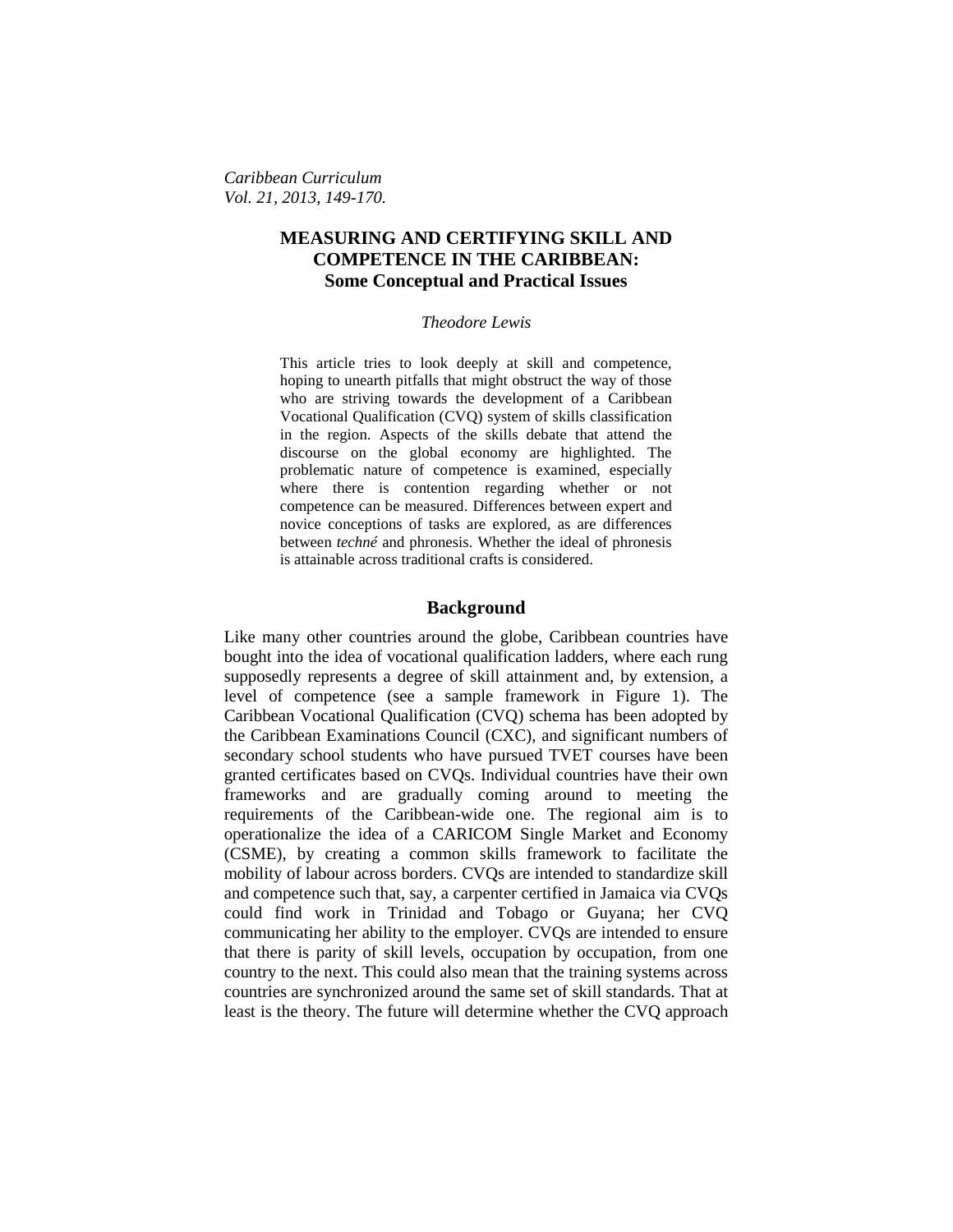*Caribbean Curriculum*
*Vol. 21, 2013, 149-170.*

# MEASURING AND CERTIFYING SKILL AND COMPETENCE IN THE CARIBBEAN: Some Conceptual and Practical Issues

*Theodore Lewis*

This article tries to look deeply at skill and competence, hoping to unearth pitfalls that might obstruct the way of those who are striving towards the development of a Caribbean Vocational Qualification (CVQ) system of skills classification in the region. Aspects of the skills debate that attend the discourse on the global economy are highlighted. The problematic nature of competence is examined, especially where there is contention regarding whether or not competence can be measured. Differences between expert and novice conceptions of tasks are explored, as are differences between *techné* and phronesis. Whether the ideal of phronesis is attainable across traditional crafts is considered.

## Background

Like many other countries around the globe, Caribbean countries have bought into the idea of vocational qualification ladders, where each rung supposedly represents a degree of skill attainment and, by extension, a level of competence (see a sample framework in Figure 1). The Caribbean Vocational Qualification (CVQ) schema has been adopted by the Caribbean Examinations Council (CXC), and significant numbers of secondary school students who have pursued TVET courses have been granted certificates based on CVQs. Individual countries have their own frameworks and are gradually coming around to meeting the requirements of the Caribbean-wide one. The regional aim is to operationalize the idea of a CARICOM Single Market and Economy (CSME), by creating a common skills framework to facilitate the mobility of labour across borders. CVQs are intended to standardize skill and competence such that, say, a carpenter certified in Jamaica via CVQs could find work in Trinidad and Tobago or Guyana; her CVQ communicating her ability to the employer. CVQs are intended to ensure that there is parity of skill levels, occupation by occupation, from one country to the next. This could also mean that the training systems across countries are synchronized around the same set of skill standards. That at least is the theory. The future will determine whether the CVQ approach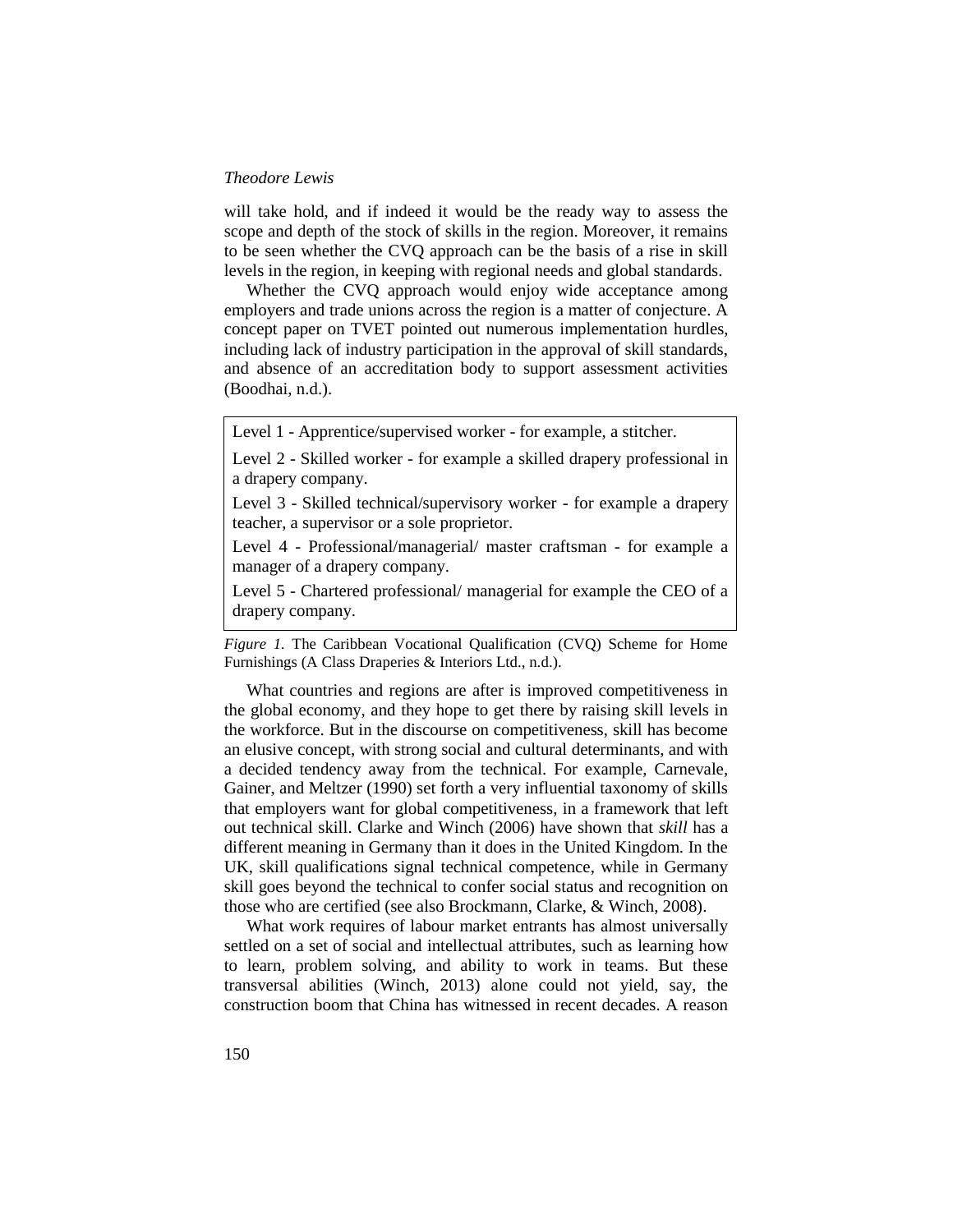will take hold, and if indeed it would be the ready way to assess the scope and depth of the stock of skills in the region. Moreover, it remains to be seen whether the CVQ approach can be the basis of a rise in skill levels in the region, in keeping with regional needs and global standards.

Whether the CVQ approach would enjoy wide acceptance among employers and trade unions across the region is a matter of conjecture. A concept paper on TVET pointed out numerous implementation hurdles, including lack of industry participation in the approval of skill standards, and absence of an accreditation body to support assessment activities (Boodhai, n.d.).

> Level 1 - Apprentice/supervised worker - for example, a stitcher.
>
> Level 2 - Skilled worker - for example a skilled drapery professional in a drapery company.
>
> Level 3 - Skilled technical/supervisory worker - for example a drapery teacher, a supervisor or a sole proprietor.
>
> Level 4 - Professional/managerial/ master craftsman - for example a manager of a drapery company.
>
> Level 5 - Chartered professional/ managerial for example the CEO of a drapery company.

*Figure 1.* The Caribbean Vocational Qualification (CVQ) Scheme for Home Furnishings (A Class Draperies & Interiors Ltd., n.d.).

What countries and regions are after is improved competitiveness in the global economy, and they hope to get there by raising skill levels in the workforce. But in the discourse on competitiveness, skill has become an elusive concept, with strong social and cultural determinants, and with a decided tendency away from the technical. For example, Carnevale, Gainer, and Meltzer (1990) set forth a very influential taxonomy of skills that employers want for global competitiveness, in a framework that left out technical skill. Clarke and Winch (2006) have shown that *skill* has a different meaning in Germany than it does in the United Kingdom. In the UK, skill qualifications signal technical competence, while in Germany skill goes beyond the technical to confer social status and recognition on those who are certified (see also Brockmann, Clarke, & Winch, 2008).

What work requires of labour market entrants has almost universally settled on a set of social and intellectual attributes, such as learning how to learn, problem solving, and ability to work in teams. But these transversal abilities (Winch, 2013) alone could not yield, say, the construction boom that China has witnessed in recent decades. A reason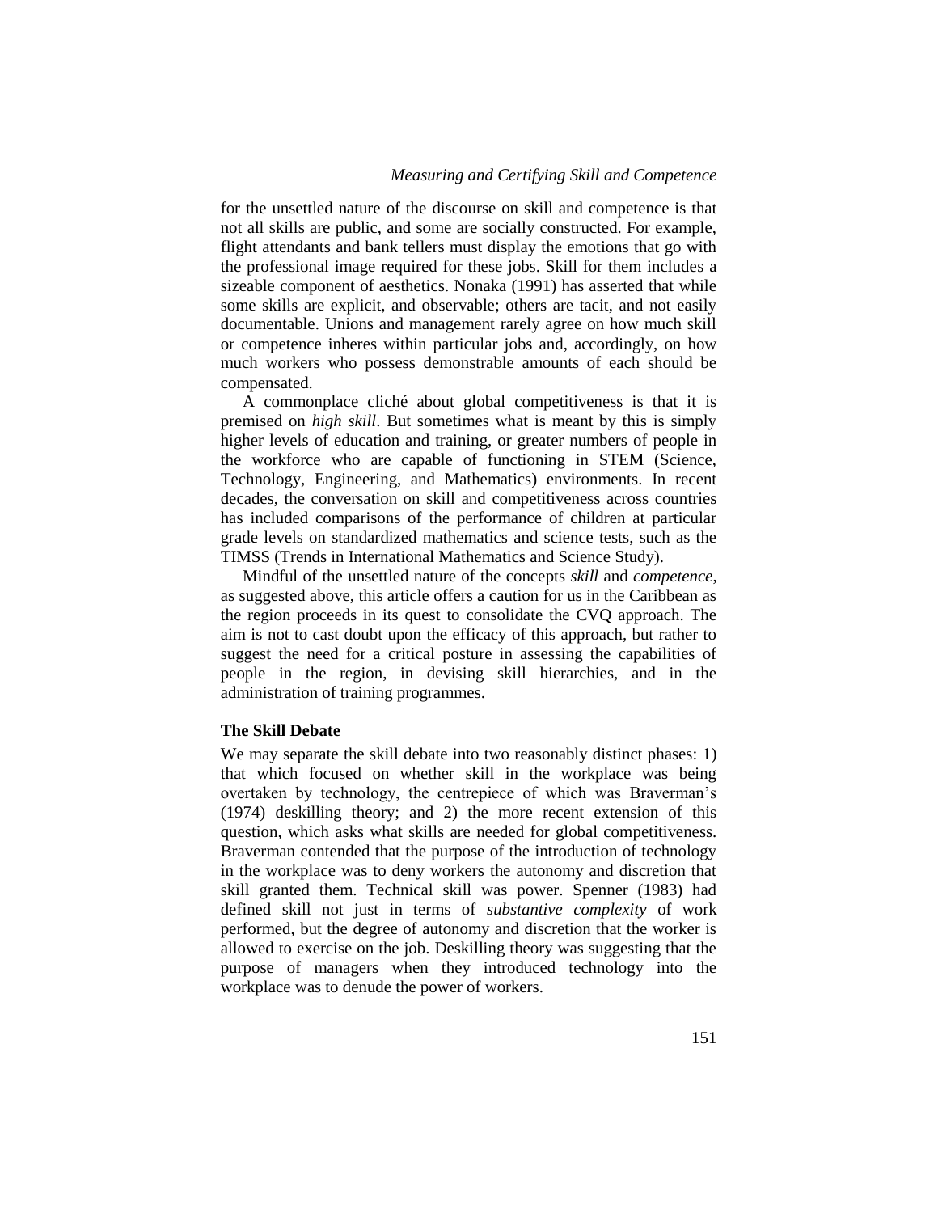for the unsettled nature of the discourse on skill and competence is that not all skills are public, and some are socially constructed. For example, flight attendants and bank tellers must display the emotions that go with the professional image required for these jobs. Skill for them includes a sizeable component of aesthetics. Nonaka (1991) has asserted that while some skills are explicit, and observable; others are tacit, and not easily documentable. Unions and management rarely agree on how much skill or competence inheres within particular jobs and, accordingly, on how much workers who possess demonstrable amounts of each should be compensated.

A commonplace cliché about global competitiveness is that it is premised on *high skill*. But sometimes what is meant by this is simply higher levels of education and training, or greater numbers of people in the workforce who are capable of functioning in STEM (Science, Technology, Engineering, and Mathematics) environments. In recent decades, the conversation on skill and competitiveness across countries has included comparisons of the performance of children at particular grade levels on standardized mathematics and science tests, such as the TIMSS (Trends in International Mathematics and Science Study).

Mindful of the unsettled nature of the concepts *skill* and *competence*, as suggested above, this article offers a caution for us in the Caribbean as the region proceeds in its quest to consolidate the CVQ approach. The aim is not to cast doubt upon the efficacy of this approach, but rather to suggest the need for a critical posture in assessing the capabilities of people in the region, in devising skill hierarchies, and in the administration of training programmes.

### The Skill Debate

We may separate the skill debate into two reasonably distinct phases: 1) that which focused on whether skill in the workplace was being overtaken by technology, the centrepiece of which was Braverman's (1974) deskilling theory; and 2) the more recent extension of this question, which asks what skills are needed for global competitiveness. Braverman contended that the purpose of the introduction of technology in the workplace was to deny workers the autonomy and discretion that skill granted them. Technical skill was power. Spenner (1983) had defined skill not just in terms of *substantive complexity* of work performed, but the degree of autonomy and discretion that the worker is allowed to exercise on the job. Deskilling theory was suggesting that the purpose of managers when they introduced technology into the workplace was to denude the power of workers.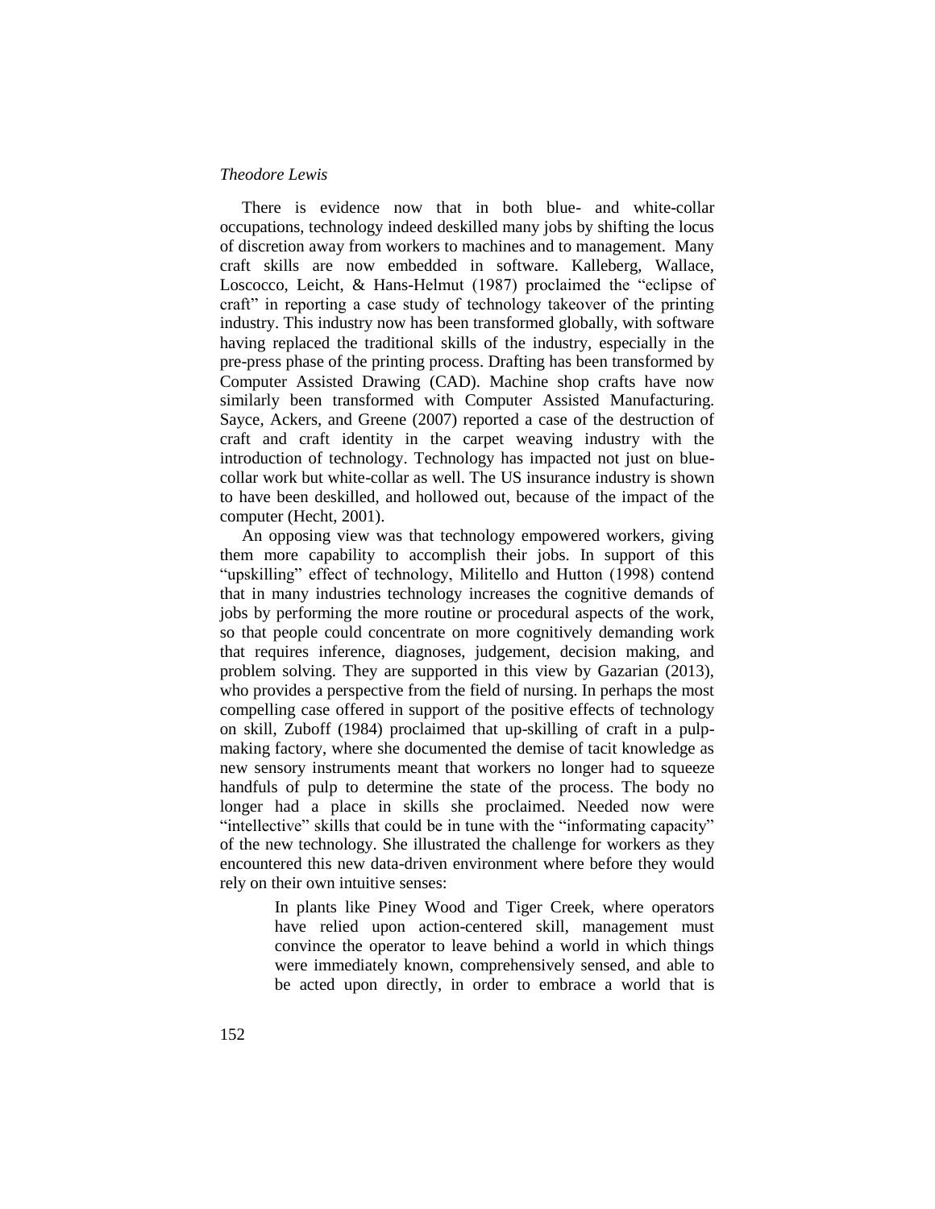There is evidence now that in both blue- and white-collar occupations, technology indeed deskilled many jobs by shifting the locus of discretion away from workers to machines and to management. Many craft skills are now embedded in software. Kalleberg, Wallace, Loscocco, Leicht, & Hans-Helmut (1987) proclaimed the "eclipse of craft" in reporting a case study of technology takeover of the printing industry. This industry now has been transformed globally, with software having replaced the traditional skills of the industry, especially in the pre-press phase of the printing process. Drafting has been transformed by Computer Assisted Drawing (CAD). Machine shop crafts have now similarly been transformed with Computer Assisted Manufacturing. Sayce, Ackers, and Greene (2007) reported a case of the destruction of craft and craft identity in the carpet weaving industry with the introduction of technology. Technology has impacted not just on blue-collar work but white-collar as well. The US insurance industry is shown to have been deskilled, and hollowed out, because of the impact of the computer (Hecht, 2001).

An opposing view was that technology empowered workers, giving them more capability to accomplish their jobs. In support of this "upskilling" effect of technology, Militello and Hutton (1998) contend that in many industries technology increases the cognitive demands of jobs by performing the more routine or procedural aspects of the work, so that people could concentrate on more cognitively demanding work that requires inference, diagnoses, judgement, decision making, and problem solving. They are supported in this view by Gazarian (2013), who provides a perspective from the field of nursing. In perhaps the most compelling case offered in support of the positive effects of technology on skill, Zuboff (1984) proclaimed that up-skilling of craft in a pulp-making factory, where she documented the demise of tacit knowledge as new sensory instruments meant that workers no longer had to squeeze handfuls of pulp to determine the state of the process. The body no longer had a place in skills she proclaimed. Needed now were "intellective" skills that could be in tune with the "informating capacity" of the new technology. She illustrated the challenge for workers as they encountered this new data-driven environment where before they would rely on their own intuitive senses:

> In plants like Piney Wood and Tiger Creek, where operators have relied upon action-centered skill, management must convince the operator to leave behind a world in which things were immediately known, comprehensively sensed, and able to be acted upon directly, in order to embrace a world that is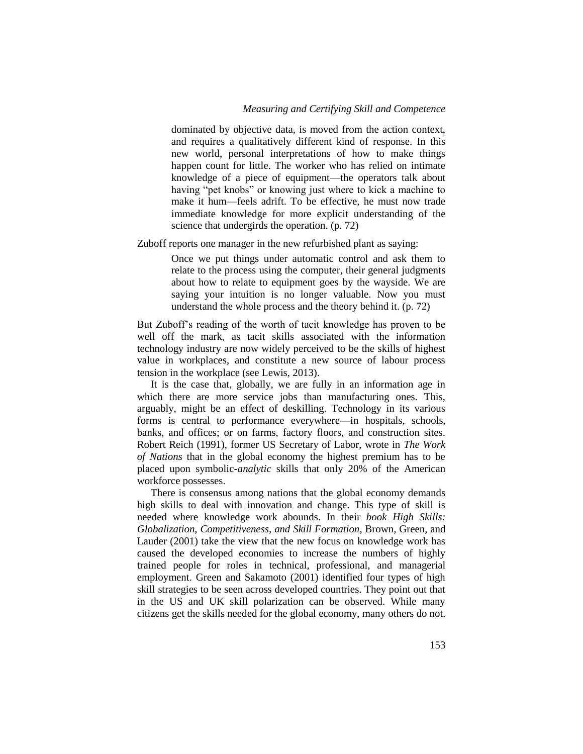> dominated by objective data, is moved from the action context, and requires a qualitatively different kind of response. In this new world, personal interpretations of how to make things happen count for little. The worker who has relied on intimate knowledge of a piece of equipment—the operators talk about having "pet knobs" or knowing just where to kick a machine to make it hum—feels adrift. To be effective, he must now trade immediate knowledge for more explicit understanding of the science that undergirds the operation. (p. 72)

Zuboff reports one manager in the new refurbished plant as saying:

> Once we put things under automatic control and ask them to relate to the process using the computer, their general judgments about how to relate to equipment goes by the wayside. We are saying your intuition is no longer valuable. Now you must understand the whole process and the theory behind it. (p. 72)

But Zuboff's reading of the worth of tacit knowledge has proven to be well off the mark, as tacit skills associated with the information technology industry are now widely perceived to be the skills of highest value in workplaces, and constitute a new source of labour process tension in the workplace (see Lewis, 2013).

It is the case that, globally, we are fully in an information age in which there are more service jobs than manufacturing ones. This, arguably, might be an effect of deskilling. Technology in its various forms is central to performance everywhere—in hospitals, schools, banks, and offices; or on farms, factory floors, and construction sites. Robert Reich (1991), former US Secretary of Labor, wrote in *The Work of Nations* that in the global economy the highest premium has to be placed upon symbolic-*analytic* skills that only 20% of the American workforce possesses.

There is consensus among nations that the global economy demands high skills to deal with innovation and change. This type of skill is needed where knowledge work abounds. In their *book High Skills: Globalization, Competitiveness, and Skill Formation*, Brown, Green, and Lauder (2001) take the view that the new focus on knowledge work has caused the developed economies to increase the numbers of highly trained people for roles in technical, professional, and managerial employment. Green and Sakamoto (2001) identified four types of high skill strategies to be seen across developed countries. They point out that in the US and UK skill polarization can be observed. While many citizens get the skills needed for the global economy, many others do not.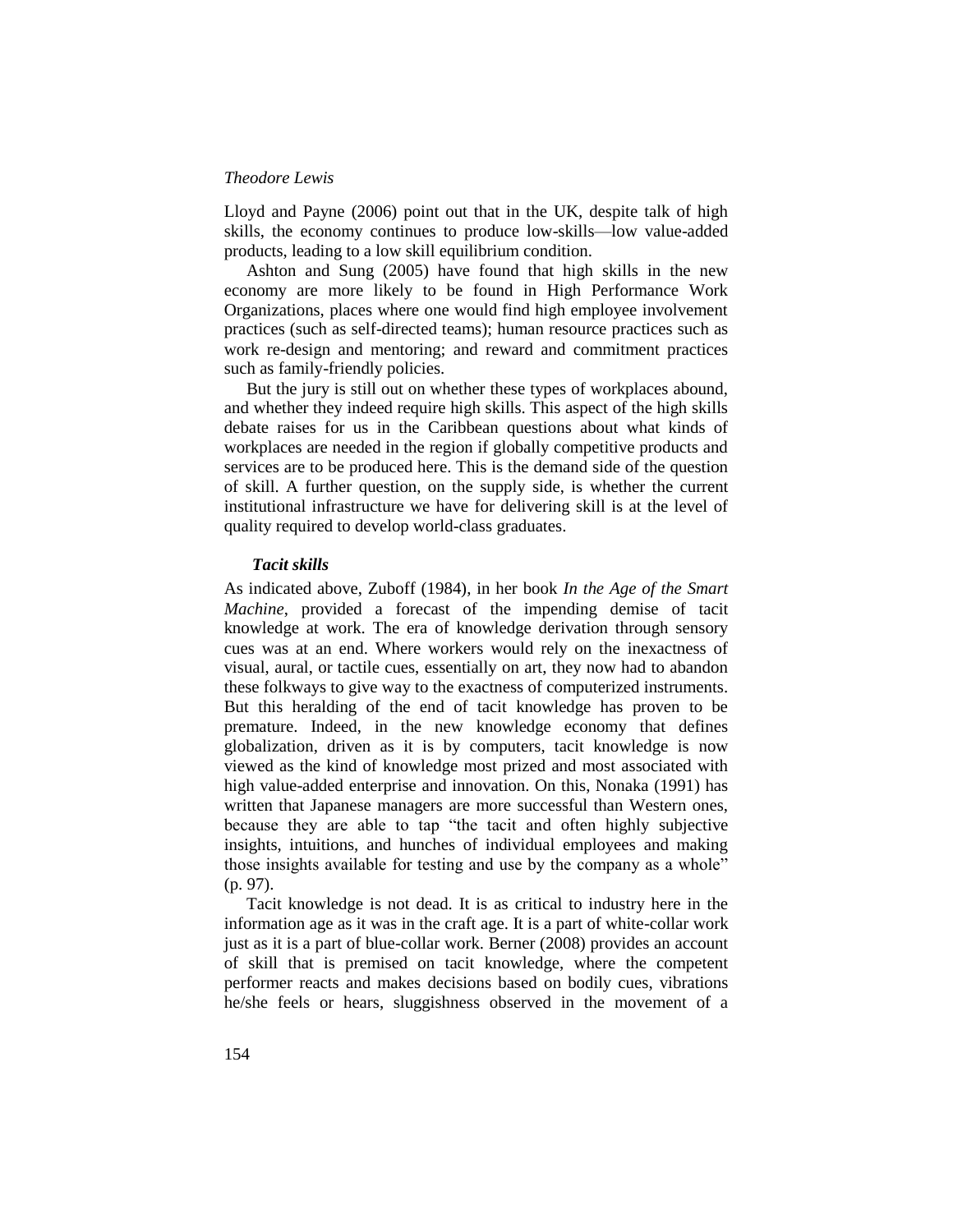Lloyd and Payne (2006) point out that in the UK, despite talk of high skills, the economy continues to produce low-skills—low value-added products, leading to a low skill equilibrium condition.

Ashton and Sung (2005) have found that high skills in the new economy are more likely to be found in High Performance Work Organizations, places where one would find high employee involvement practices (such as self-directed teams); human resource practices such as work re-design and mentoring; and reward and commitment practices such as family-friendly policies.

But the jury is still out on whether these types of workplaces abound, and whether they indeed require high skills. This aspect of the high skills debate raises for us in the Caribbean questions about what kinds of workplaces are needed in the region if globally competitive products and services are to be produced here. This is the demand side of the question of skill. A further question, on the supply side, is whether the current institutional infrastructure we have for delivering skill is at the level of quality required to develop world-class graduates.

### *Tacit skills*

As indicated above, Zuboff (1984), in her book *In the Age of the Smart Machine*, provided a forecast of the impending demise of tacit knowledge at work. The era of knowledge derivation through sensory cues was at an end. Where workers would rely on the inexactness of visual, aural, or tactile cues, essentially on art, they now had to abandon these folkways to give way to the exactness of computerized instruments. But this heralding of the end of tacit knowledge has proven to be premature. Indeed, in the new knowledge economy that defines globalization, driven as it is by computers, tacit knowledge is now viewed as the kind of knowledge most prized and most associated with high value-added enterprise and innovation. On this, Nonaka (1991) has written that Japanese managers are more successful than Western ones, because they are able to tap "the tacit and often highly subjective insights, intuitions, and hunches of individual employees and making those insights available for testing and use by the company as a whole" (p. 97).

Tacit knowledge is not dead. It is as critical to industry here in the information age as it was in the craft age. It is a part of white-collar work just as it is a part of blue-collar work. Berner (2008) provides an account of skill that is premised on tacit knowledge, where the competent performer reacts and makes decisions based on bodily cues, vibrations he/she feels or hears, sluggishness observed in the movement of a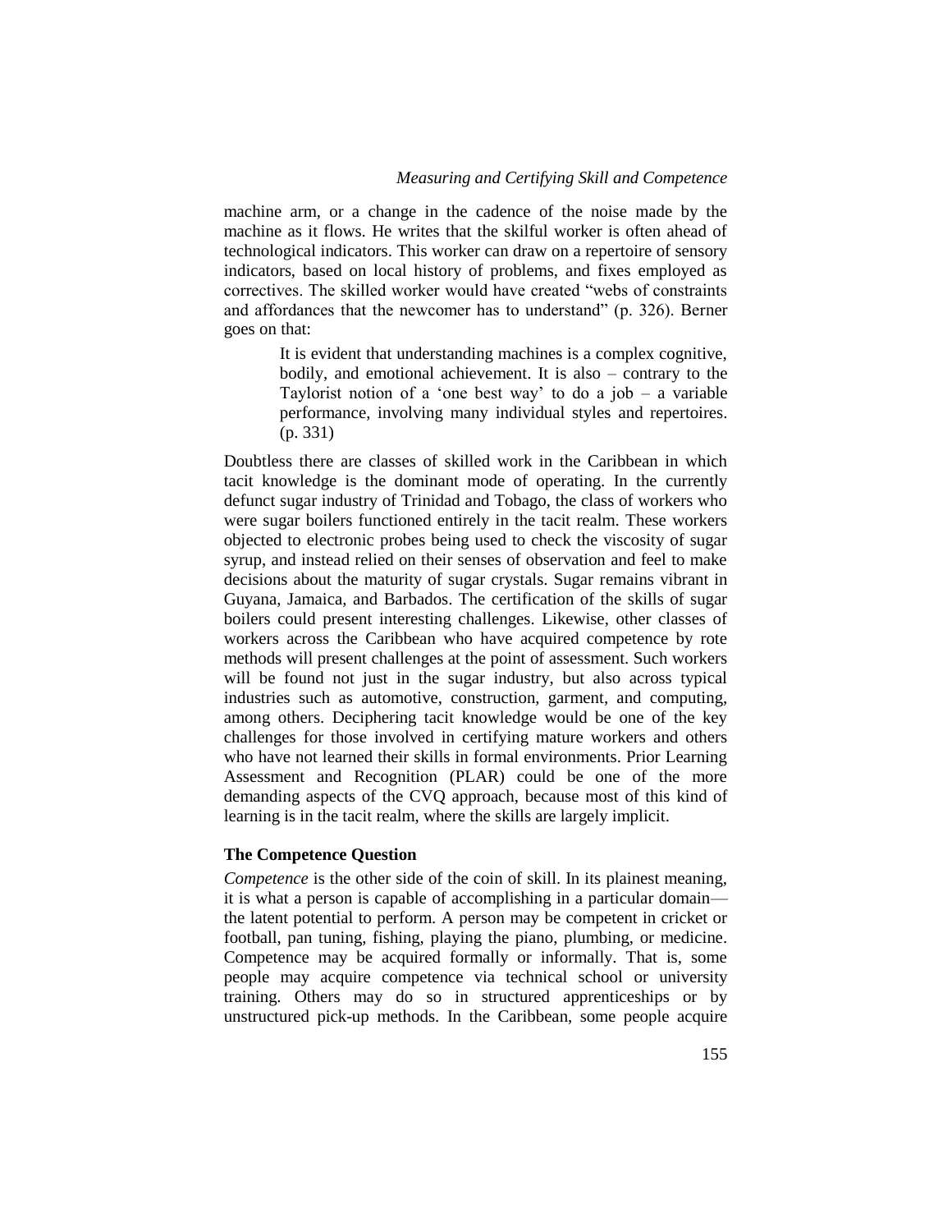machine arm, or a change in the cadence of the noise made by the machine as it flows. He writes that the skilful worker is often ahead of technological indicators. This worker can draw on a repertoire of sensory indicators, based on local history of problems, and fixes employed as correctives. The skilled worker would have created "webs of constraints and affordances that the newcomer has to understand" (p. 326). Berner goes on that:

> It is evident that understanding machines is a complex cognitive, bodily, and emotional achievement. It is also – contrary to the Taylorist notion of a 'one best way' to do a job – a variable performance, involving many individual styles and repertoires. (p. 331)

Doubtless there are classes of skilled work in the Caribbean in which tacit knowledge is the dominant mode of operating. In the currently defunct sugar industry of Trinidad and Tobago, the class of workers who were sugar boilers functioned entirely in the tacit realm. These workers objected to electronic probes being used to check the viscosity of sugar syrup, and instead relied on their senses of observation and feel to make decisions about the maturity of sugar crystals. Sugar remains vibrant in Guyana, Jamaica, and Barbados. The certification of the skills of sugar boilers could present interesting challenges. Likewise, other classes of workers across the Caribbean who have acquired competence by rote methods will present challenges at the point of assessment. Such workers will be found not just in the sugar industry, but also across typical industries such as automotive, construction, garment, and computing, among others. Deciphering tacit knowledge would be one of the key challenges for those involved in certifying mature workers and others who have not learned their skills in formal environments. Prior Learning Assessment and Recognition (PLAR) could be one of the more demanding aspects of the CVQ approach, because most of this kind of learning is in the tacit realm, where the skills are largely implicit.

### The Competence Question

*Competence* is the other side of the coin of skill. In its plainest meaning, it is what a person is capable of accomplishing in a particular domain—the latent potential to perform. A person may be competent in cricket or football, pan tuning, fishing, playing the piano, plumbing, or medicine. Competence may be acquired formally or informally. That is, some people may acquire competence via technical school or university training. Others may do so in structured apprenticeships or by unstructured pick-up methods. In the Caribbean, some people acquire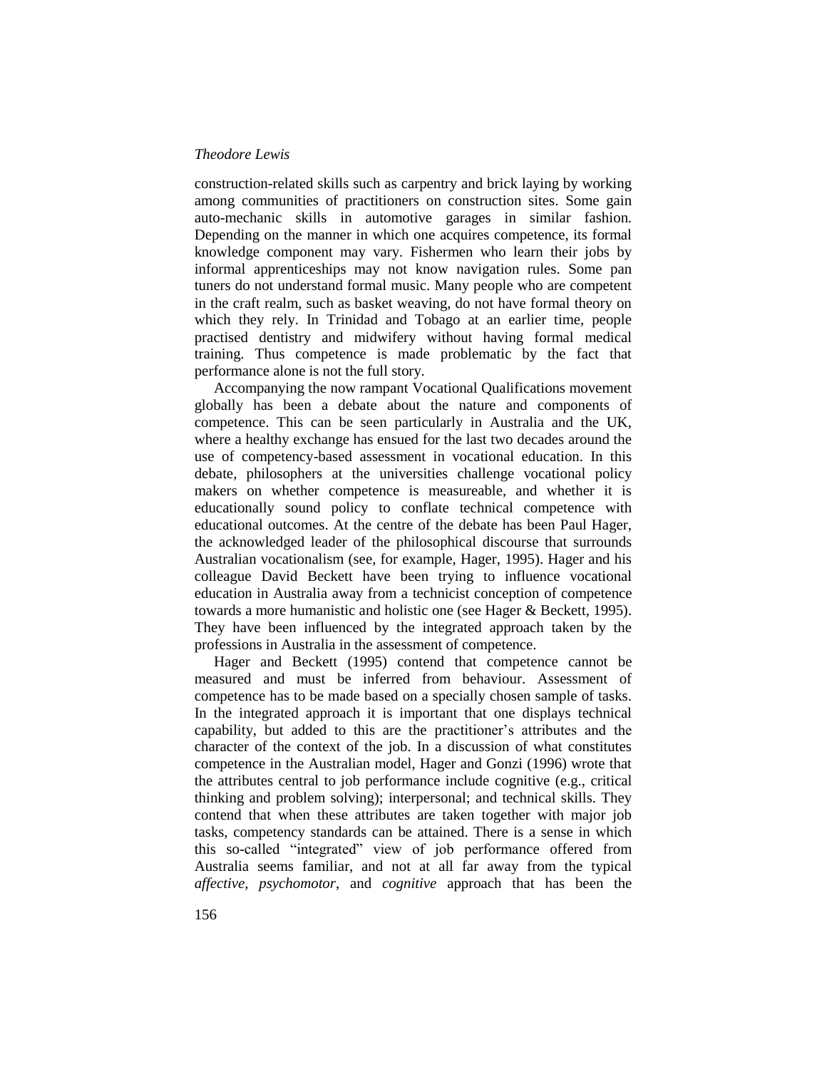construction-related skills such as carpentry and brick laying by working among communities of practitioners on construction sites. Some gain auto-mechanic skills in automotive garages in similar fashion. Depending on the manner in which one acquires competence, its formal knowledge component may vary. Fishermen who learn their jobs by informal apprenticeships may not know navigation rules. Some pan tuners do not understand formal music. Many people who are competent in the craft realm, such as basket weaving, do not have formal theory on which they rely. In Trinidad and Tobago at an earlier time, people practised dentistry and midwifery without having formal medical training. Thus competence is made problematic by the fact that performance alone is not the full story.

Accompanying the now rampant Vocational Qualifications movement globally has been a debate about the nature and components of competence. This can be seen particularly in Australia and the UK, where a healthy exchange has ensued for the last two decades around the use of competency-based assessment in vocational education. In this debate, philosophers at the universities challenge vocational policy makers on whether competence is measureable, and whether it is educationally sound policy to conflate technical competence with educational outcomes. At the centre of the debate has been Paul Hager, the acknowledged leader of the philosophical discourse that surrounds Australian vocationalism (see, for example, Hager, 1995). Hager and his colleague David Beckett have been trying to influence vocational education in Australia away from a technicist conception of competence towards a more humanistic and holistic one (see Hager & Beckett, 1995). They have been influenced by the integrated approach taken by the professions in Australia in the assessment of competence.

Hager and Beckett (1995) contend that competence cannot be measured and must be inferred from behaviour. Assessment of competence has to be made based on a specially chosen sample of tasks. In the integrated approach it is important that one displays technical capability, but added to this are the practitioner's attributes and the character of the context of the job. In a discussion of what constitutes competence in the Australian model, Hager and Gonzi (1996) wrote that the attributes central to job performance include cognitive (e.g., critical thinking and problem solving); interpersonal; and technical skills. They contend that when these attributes are taken together with major job tasks, competency standards can be attained. There is a sense in which this so-called "integrated" view of job performance offered from Australia seems familiar, and not at all far away from the typical *affective, psychomotor*, and *cognitive* approach that has been the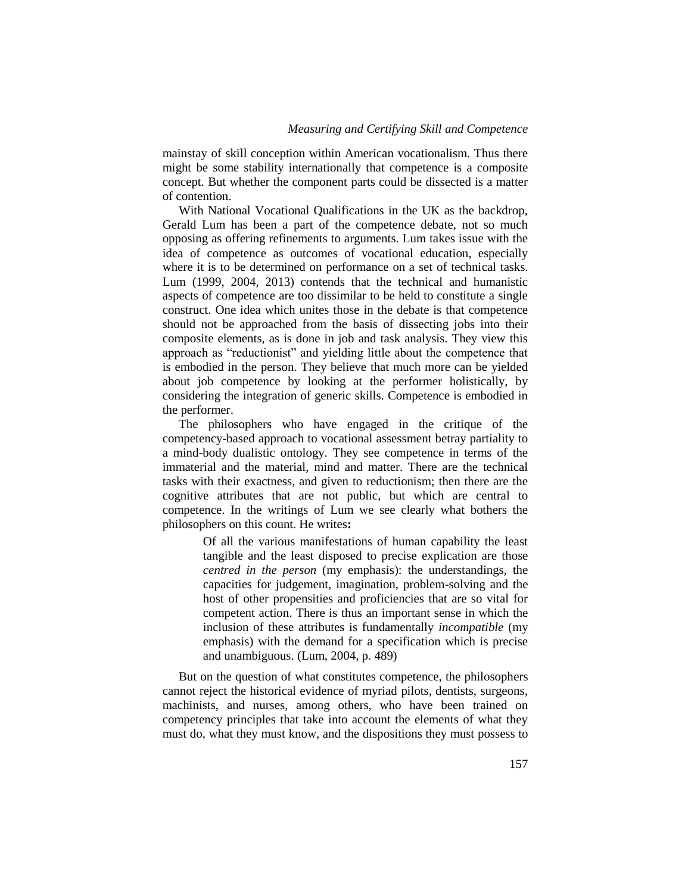mainstay of skill conception within American vocationalism. Thus there might be some stability internationally that competence is a composite concept. But whether the component parts could be dissected is a matter of contention.

With National Vocational Qualifications in the UK as the backdrop, Gerald Lum has been a part of the competence debate, not so much opposing as offering refinements to arguments. Lum takes issue with the idea of competence as outcomes of vocational education, especially where it is to be determined on performance on a set of technical tasks. Lum (1999, 2004, 2013) contends that the technical and humanistic aspects of competence are too dissimilar to be held to constitute a single construct. One idea which unites those in the debate is that competence should not be approached from the basis of dissecting jobs into their composite elements, as is done in job and task analysis. They view this approach as "reductionist" and yielding little about the competence that is embodied in the person. They believe that much more can be yielded about job competence by looking at the performer holistically, by considering the integration of generic skills. Competence is embodied in the performer.

The philosophers who have engaged in the critique of the competency-based approach to vocational assessment betray partiality to a mind-body dualistic ontology. They see competence in terms of the immaterial and the material, mind and matter. There are the technical tasks with their exactness, and given to reductionism; then there are the cognitive attributes that are not public, but which are central to competence. In the writings of Lum we see clearly what bothers the philosophers on this count. He writes**:**

> Of all the various manifestations of human capability the least tangible and the least disposed to precise explication are those *centred in the person* (my emphasis): the understandings, the capacities for judgement, imagination, problem-solving and the host of other propensities and proficiencies that are so vital for competent action. There is thus an important sense in which the inclusion of these attributes is fundamentally *incompatible* (my emphasis) with the demand for a specification which is precise and unambiguous. (Lum, 2004, p. 489)

But on the question of what constitutes competence, the philosophers cannot reject the historical evidence of myriad pilots, dentists, surgeons, machinists, and nurses, among others, who have been trained on competency principles that take into account the elements of what they must do, what they must know, and the dispositions they must possess to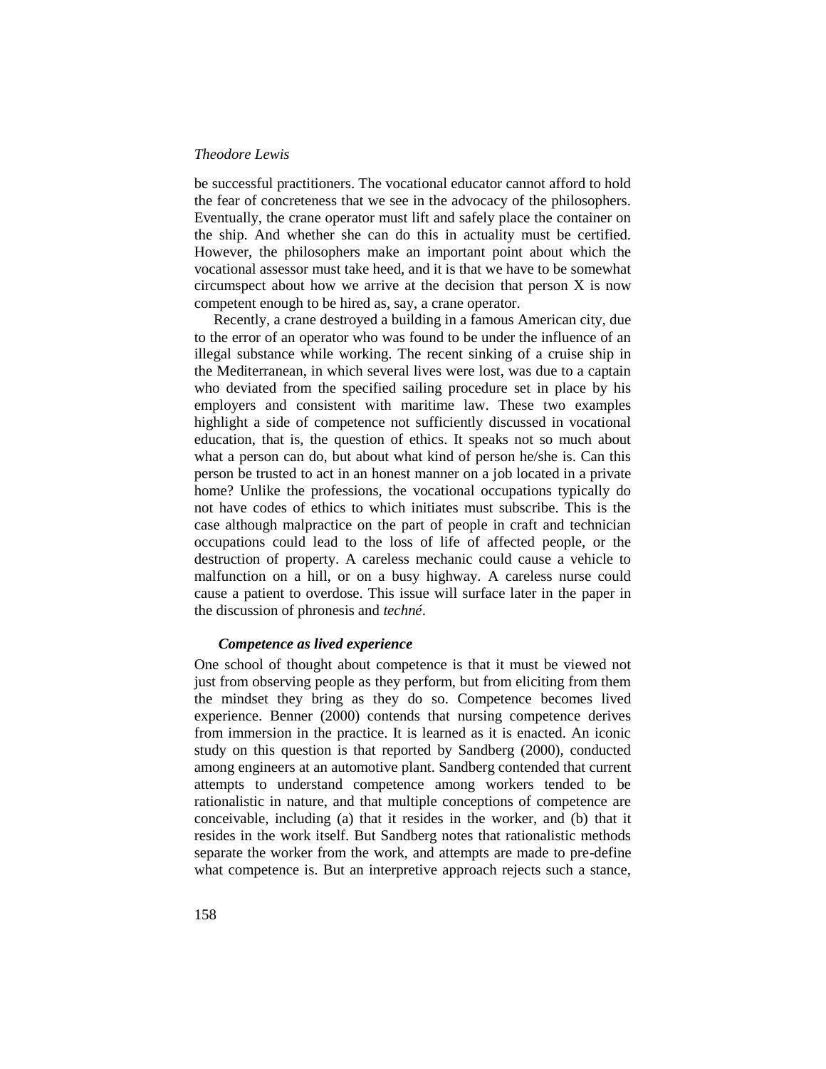be successful practitioners. The vocational educator cannot afford to hold the fear of concreteness that we see in the advocacy of the philosophers. Eventually, the crane operator must lift and safely place the container on the ship. And whether she can do this in actuality must be certified. However, the philosophers make an important point about which the vocational assessor must take heed, and it is that we have to be somewhat circumspect about how we arrive at the decision that person X is now competent enough to be hired as, say, a crane operator.

Recently, a crane destroyed a building in a famous American city, due to the error of an operator who was found to be under the influence of an illegal substance while working. The recent sinking of a cruise ship in the Mediterranean, in which several lives were lost, was due to a captain who deviated from the specified sailing procedure set in place by his employers and consistent with maritime law. These two examples highlight a side of competence not sufficiently discussed in vocational education, that is, the question of ethics. It speaks not so much about what a person can do, but about what kind of person he/she is. Can this person be trusted to act in an honest manner on a job located in a private home? Unlike the professions, the vocational occupations typically do not have codes of ethics to which initiates must subscribe. This is the case although malpractice on the part of people in craft and technician occupations could lead to the loss of life of affected people, or the destruction of property. A careless mechanic could cause a vehicle to malfunction on a hill, or on a busy highway. A careless nurse could cause a patient to overdose. This issue will surface later in the paper in the discussion of phronesis and *techné*.

### *Competence as lived experience*

One school of thought about competence is that it must be viewed not just from observing people as they perform, but from eliciting from them the mindset they bring as they do so. Competence becomes lived experience. Benner (2000) contends that nursing competence derives from immersion in the practice. It is learned as it is enacted. An iconic study on this question is that reported by Sandberg (2000), conducted among engineers at an automotive plant. Sandberg contended that current attempts to understand competence among workers tended to be rationalistic in nature, and that multiple conceptions of competence are conceivable, including (a) that it resides in the worker, and (b) that it resides in the work itself. But Sandberg notes that rationalistic methods separate the worker from the work, and attempts are made to pre-define what competence is. But an interpretive approach rejects such a stance,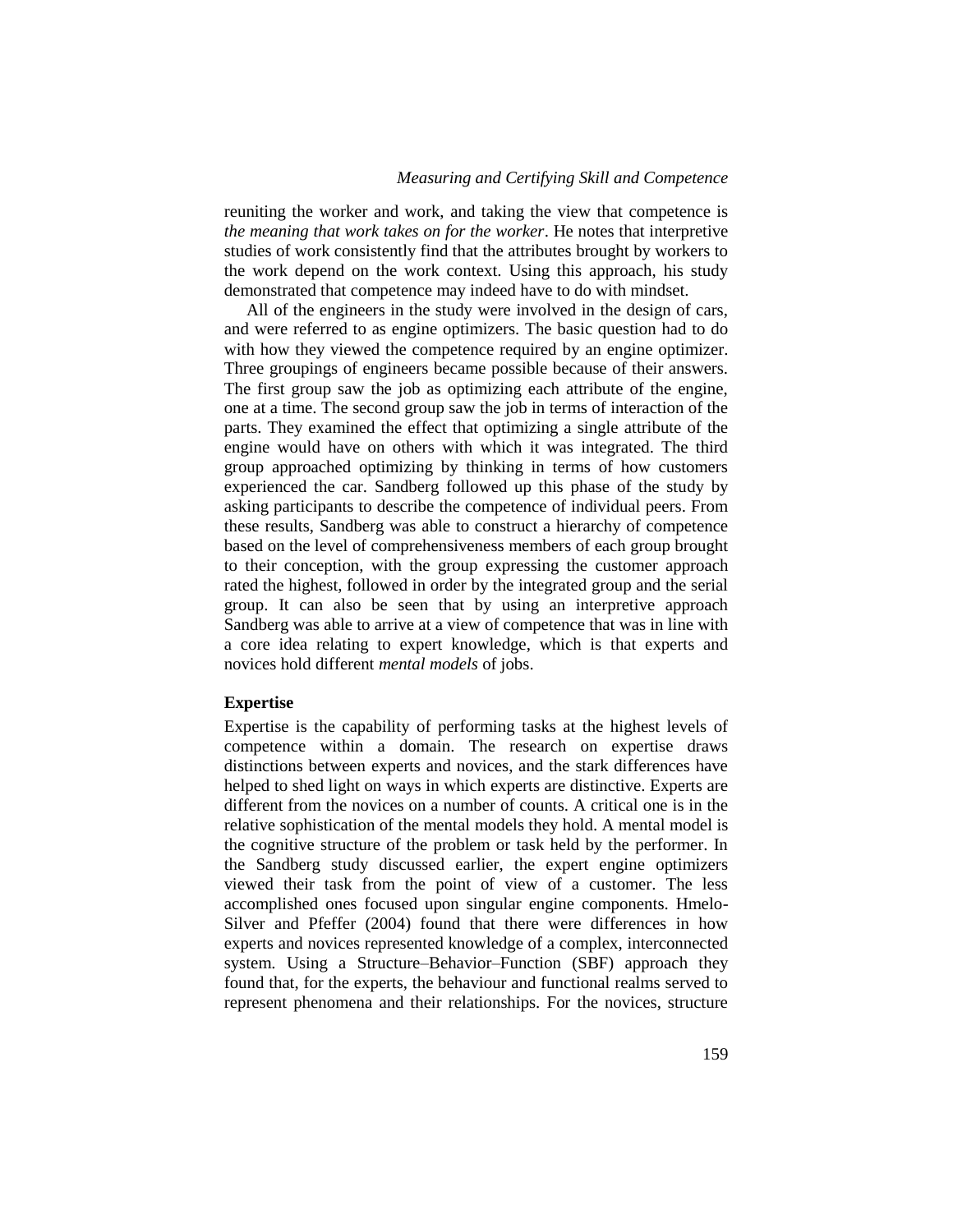reuniting the worker and work, and taking the view that competence is *the meaning that work takes on for the worker*. He notes that interpretive studies of work consistently find that the attributes brought by workers to the work depend on the work context. Using this approach, his study demonstrated that competence may indeed have to do with mindset.

All of the engineers in the study were involved in the design of cars, and were referred to as engine optimizers. The basic question had to do with how they viewed the competence required by an engine optimizer. Three groupings of engineers became possible because of their answers. The first group saw the job as optimizing each attribute of the engine, one at a time. The second group saw the job in terms of interaction of the parts. They examined the effect that optimizing a single attribute of the engine would have on others with which it was integrated. The third group approached optimizing by thinking in terms of how customers experienced the car. Sandberg followed up this phase of the study by asking participants to describe the competence of individual peers. From these results, Sandberg was able to construct a hierarchy of competence based on the level of comprehensiveness members of each group brought to their conception, with the group expressing the customer approach rated the highest, followed in order by the integrated group and the serial group. It can also be seen that by using an interpretive approach Sandberg was able to arrive at a view of competence that was in line with a core idea relating to expert knowledge, which is that experts and novices hold different *mental models* of jobs.

## Expertise

Expertise is the capability of performing tasks at the highest levels of competence within a domain. The research on expertise draws distinctions between experts and novices, and the stark differences have helped to shed light on ways in which experts are distinctive. Experts are different from the novices on a number of counts. A critical one is in the relative sophistication of the mental models they hold. A mental model is the cognitive structure of the problem or task held by the performer. In the Sandberg study discussed earlier, the expert engine optimizers viewed their task from the point of view of a customer. The less accomplished ones focused upon singular engine components. Hmelo-Silver and Pfeffer (2004) found that there were differences in how experts and novices represented knowledge of a complex, interconnected system. Using a Structure–Behavior–Function (SBF) approach they found that, for the experts, the behaviour and functional realms served to represent phenomena and their relationships. For the novices, structure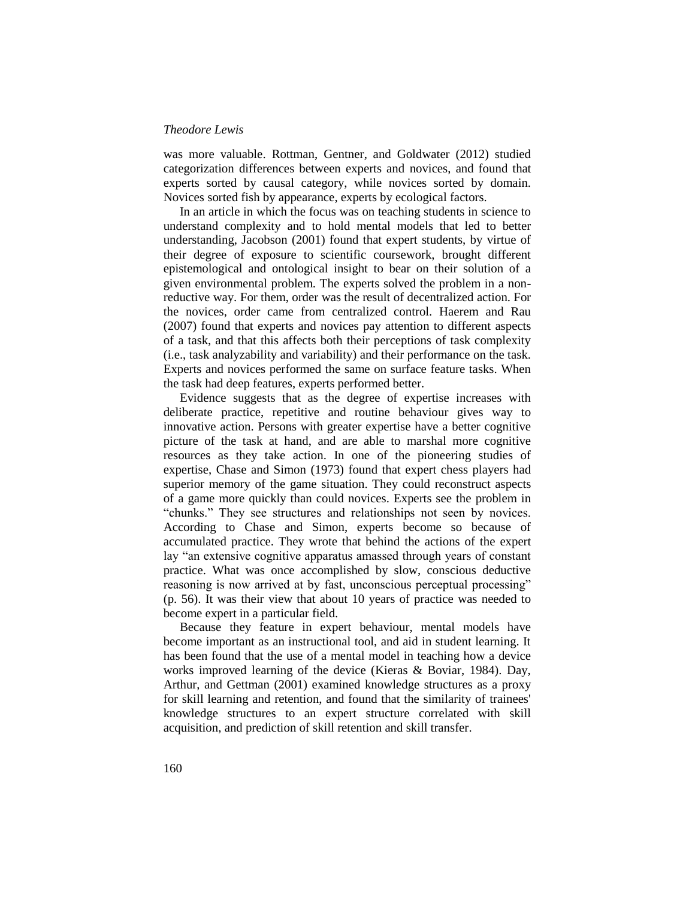was more valuable. Rottman, Gentner, and Goldwater (2012) studied categorization differences between experts and novices, and found that experts sorted by causal category, while novices sorted by domain. Novices sorted fish by appearance, experts by ecological factors.

In an article in which the focus was on teaching students in science to understand complexity and to hold mental models that led to better understanding, Jacobson (2001) found that expert students, by virtue of their degree of exposure to scientific coursework, brought different epistemological and ontological insight to bear on their solution of a given environmental problem. The experts solved the problem in a non-reductive way. For them, order was the result of decentralized action. For the novices, order came from centralized control. Haerem and Rau (2007) found that experts and novices pay attention to different aspects of a task, and that this affects both their perceptions of task complexity (i.e., task analyzability and variability) and their performance on the task. Experts and novices performed the same on surface feature tasks. When the task had deep features, experts performed better.

Evidence suggests that as the degree of expertise increases with deliberate practice, repetitive and routine behaviour gives way to innovative action. Persons with greater expertise have a better cognitive picture of the task at hand, and are able to marshal more cognitive resources as they take action. In one of the pioneering studies of expertise, Chase and Simon (1973) found that expert chess players had superior memory of the game situation. They could reconstruct aspects of a game more quickly than could novices. Experts see the problem in "chunks." They see structures and relationships not seen by novices. According to Chase and Simon, experts become so because of accumulated practice. They wrote that behind the actions of the expert lay "an extensive cognitive apparatus amassed through years of constant practice. What was once accomplished by slow, conscious deductive reasoning is now arrived at by fast, unconscious perceptual processing" (p. 56). It was their view that about 10 years of practice was needed to become expert in a particular field.

Because they feature in expert behaviour, mental models have become important as an instructional tool, and aid in student learning. It has been found that the use of a mental model in teaching how a device works improved learning of the device (Kieras & Boviar, 1984). Day, Arthur, and Gettman (2001) examined knowledge structures as a proxy for skill learning and retention, and found that the similarity of trainees' knowledge structures to an expert structure correlated with skill acquisition, and prediction of skill retention and skill transfer.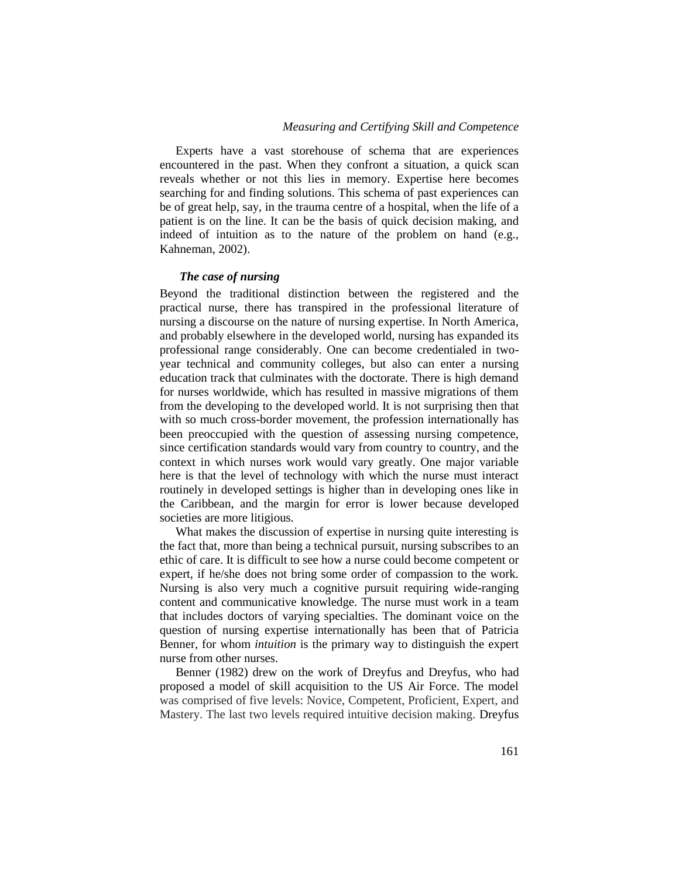Experts have a vast storehouse of schema that are experiences encountered in the past. When they confront a situation, a quick scan reveals whether or not this lies in memory. Expertise here becomes searching for and finding solutions. This schema of past experiences can be of great help, say, in the trauma centre of a hospital, when the life of a patient is on the line. It can be the basis of quick decision making, and indeed of intuition as to the nature of the problem on hand (e.g., Kahneman, 2002).

### *The case of nursing*

Beyond the traditional distinction between the registered and the practical nurse, there has transpired in the professional literature of nursing a discourse on the nature of nursing expertise. In North America, and probably elsewhere in the developed world, nursing has expanded its professional range considerably. One can become credentialed in two-year technical and community colleges, but also can enter a nursing education track that culminates with the doctorate. There is high demand for nurses worldwide, which has resulted in massive migrations of them from the developing to the developed world. It is not surprising then that with so much cross-border movement, the profession internationally has been preoccupied with the question of assessing nursing competence, since certification standards would vary from country to country, and the context in which nurses work would vary greatly. One major variable here is that the level of technology with which the nurse must interact routinely in developed settings is higher than in developing ones like in the Caribbean, and the margin for error is lower because developed societies are more litigious.

What makes the discussion of expertise in nursing quite interesting is the fact that, more than being a technical pursuit, nursing subscribes to an ethic of care. It is difficult to see how a nurse could become competent or expert, if he/she does not bring some order of compassion to the work. Nursing is also very much a cognitive pursuit requiring wide-ranging content and communicative knowledge. The nurse must work in a team that includes doctors of varying specialties. The dominant voice on the question of nursing expertise internationally has been that of Patricia Benner, for whom *intuition* is the primary way to distinguish the expert nurse from other nurses.

Benner (1982) drew on the work of Dreyfus and Dreyfus, who had proposed a model of skill acquisition to the US Air Force. The model was comprised of five levels: Novice, Competent, Proficient, Expert, and Mastery. The last two levels required intuitive decision making. Dreyfus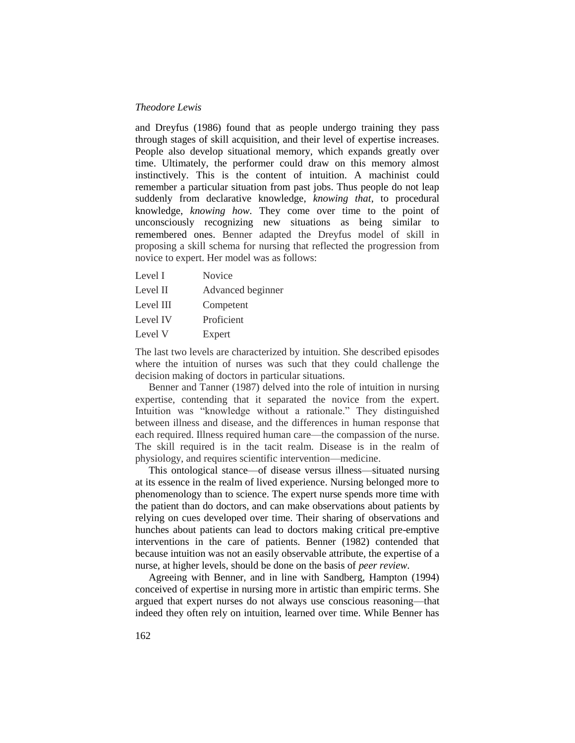and Dreyfus (1986) found that as people undergo training they pass through stages of skill acquisition, and their level of expertise increases. People also develop situational memory, which expands greatly over time. Ultimately, the performer could draw on this memory almost instinctively. This is the content of intuition. A machinist could remember a particular situation from past jobs. Thus people do not leap suddenly from declarative knowledge, *knowing that*, to procedural knowledge, *knowing how*. They come over time to the point of unconsciously recognizing new situations as being similar to remembered ones. Benner adapted the Dreyfus model of skill in proposing a skill schema for nursing that reflected the progression from novice to expert. Her model was as follows:

| | |
|---|---|
| Level I | Novice |
| Level II | Advanced beginner |
| Level III | Competent |
| Level IV | Proficient |
| Level V | Expert |

The last two levels are characterized by intuition. She described episodes where the intuition of nurses was such that they could challenge the decision making of doctors in particular situations.

Benner and Tanner (1987) delved into the role of intuition in nursing expertise, contending that it separated the novice from the expert. Intuition was "knowledge without a rationale." They distinguished between illness and disease, and the differences in human response that each required. Illness required human care—the compassion of the nurse. The skill required is in the tacit realm. Disease is in the realm of physiology, and requires scientific intervention—medicine.

This ontological stance—of disease versus illness—situated nursing at its essence in the realm of lived experience. Nursing belonged more to phenomenology than to science. The expert nurse spends more time with the patient than do doctors, and can make observations about patients by relying on cues developed over time. Their sharing of observations and hunches about patients can lead to doctors making critical pre-emptive interventions in the care of patients. Benner (1982) contended that because intuition was not an easily observable attribute, the expertise of a nurse, at higher levels, should be done on the basis of *peer review*.

Agreeing with Benner, and in line with Sandberg, Hampton (1994) conceived of expertise in nursing more in artistic than empiric terms. She argued that expert nurses do not always use conscious reasoning—that indeed they often rely on intuition, learned over time. While Benner has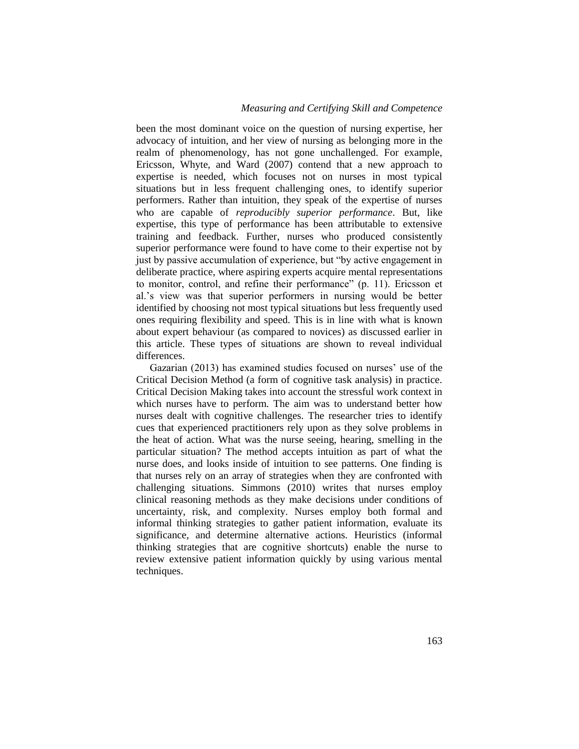been the most dominant voice on the question of nursing expertise, her advocacy of intuition, and her view of nursing as belonging more in the realm of phenomenology, has not gone unchallenged. For example, Ericsson, Whyte, and Ward (2007) contend that a new approach to expertise is needed, which focuses not on nurses in most typical situations but in less frequent challenging ones, to identify superior performers. Rather than intuition, they speak of the expertise of nurses who are capable of *reproducibly superior performance*. But, like expertise, this type of performance has been attributable to extensive training and feedback. Further, nurses who produced consistently superior performance were found to have come to their expertise not by just by passive accumulation of experience, but "by active engagement in deliberate practice, where aspiring experts acquire mental representations to monitor, control, and refine their performance" (p. 11). Ericsson et al.'s view was that superior performers in nursing would be better identified by choosing not most typical situations but less frequently used ones requiring flexibility and speed. This is in line with what is known about expert behaviour (as compared to novices) as discussed earlier in this article. These types of situations are shown to reveal individual differences.

Gazarian (2013) has examined studies focused on nurses' use of the Critical Decision Method (a form of cognitive task analysis) in practice. Critical Decision Making takes into account the stressful work context in which nurses have to perform. The aim was to understand better how nurses dealt with cognitive challenges. The researcher tries to identify cues that experienced practitioners rely upon as they solve problems in the heat of action. What was the nurse seeing, hearing, smelling in the particular situation? The method accepts intuition as part of what the nurse does, and looks inside of intuition to see patterns. One finding is that nurses rely on an array of strategies when they are confronted with challenging situations. Simmons (2010) writes that nurses employ clinical reasoning methods as they make decisions under conditions of uncertainty, risk, and complexity. Nurses employ both formal and informal thinking strategies to gather patient information, evaluate its significance, and determine alternative actions. Heuristics (informal thinking strategies that are cognitive shortcuts) enable the nurse to review extensive patient information quickly by using various mental techniques.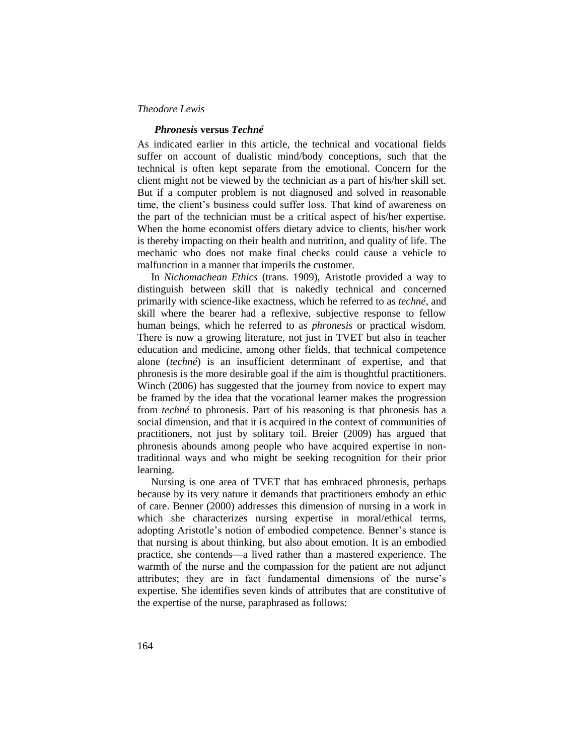### *Phronesis* versus *Techné*

As indicated earlier in this article, the technical and vocational fields suffer on account of dualistic mind/body conceptions, such that the technical is often kept separate from the emotional. Concern for the client might not be viewed by the technician as a part of his/her skill set. But if a computer problem is not diagnosed and solved in reasonable time, the client's business could suffer loss. That kind of awareness on the part of the technician must be a critical aspect of his/her expertise. When the home economist offers dietary advice to clients, his/her work is thereby impacting on their health and nutrition, and quality of life. The mechanic who does not make final checks could cause a vehicle to malfunction in a manner that imperils the customer.

In *Nichomachean Ethics* (trans. 1909), Aristotle provided a way to distinguish between skill that is nakedly technical and concerned primarily with science-like exactness, which he referred to as *techné*, and skill where the bearer had a reflexive, subjective response to fellow human beings, which he referred to as *phronesis* or practical wisdom. There is now a growing literature, not just in TVET but also in teacher education and medicine, among other fields, that technical competence alone (*techné*) is an insufficient determinant of expertise, and that phronesis is the more desirable goal if the aim is thoughtful practitioners. Winch (2006) has suggested that the journey from novice to expert may be framed by the idea that the vocational learner makes the progression from *techné* to phronesis. Part of his reasoning is that phronesis has a social dimension, and that it is acquired in the context of communities of practitioners, not just by solitary toil. Breier (2009) has argued that phronesis abounds among people who have acquired expertise in non-traditional ways and who might be seeking recognition for their prior learning.

Nursing is one area of TVET that has embraced phronesis, perhaps because by its very nature it demands that practitioners embody an ethic of care. Benner (2000) addresses this dimension of nursing in a work in which she characterizes nursing expertise in moral/ethical terms, adopting Aristotle's notion of embodied competence. Benner's stance is that nursing is about thinking, but also about emotion. It is an embodied practice, she contends—a lived rather than a mastered experience. The warmth of the nurse and the compassion for the patient are not adjunct attributes; they are in fact fundamental dimensions of the nurse's expertise. She identifies seven kinds of attributes that are constitutive of the expertise of the nurse, paraphrased as follows: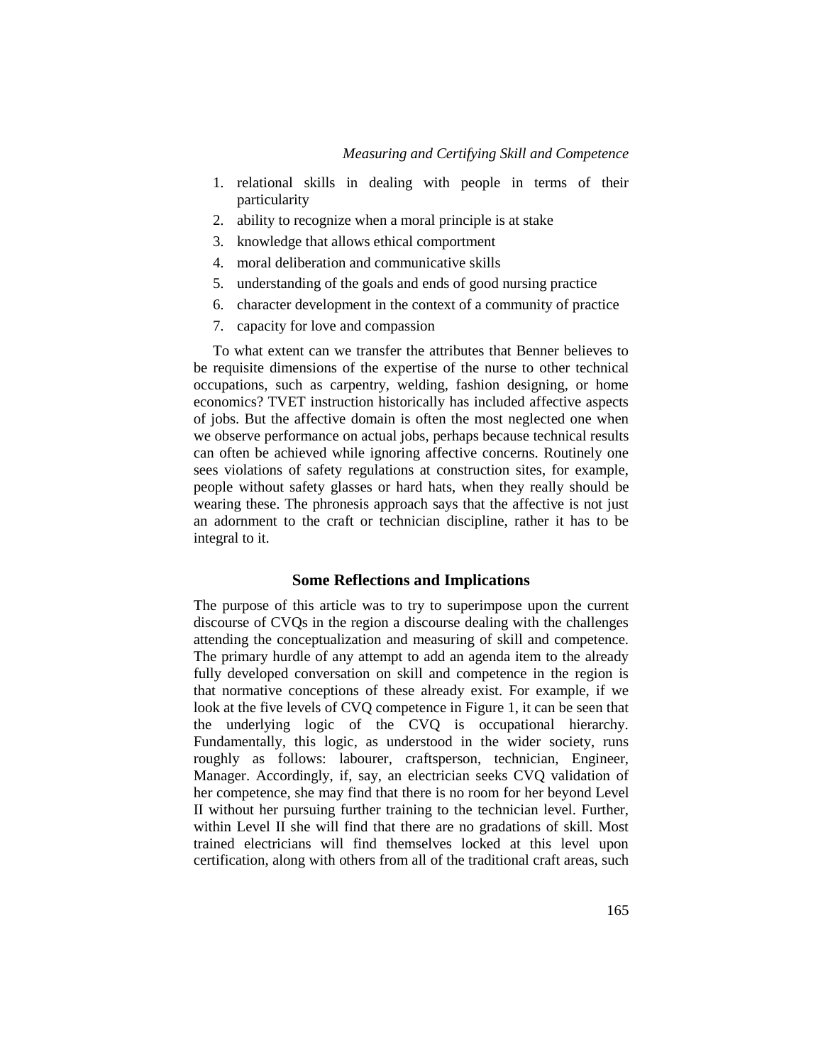1. relational skills in dealing with people in terms of their particularity
2. ability to recognize when a moral principle is at stake
3. knowledge that allows ethical comportment
4. moral deliberation and communicative skills
5. understanding of the goals and ends of good nursing practice
6. character development in the context of a community of practice
7. capacity for love and compassion

To what extent can we transfer the attributes that Benner believes to be requisite dimensions of the expertise of the nurse to other technical occupations, such as carpentry, welding, fashion designing, or home economics? TVET instruction historically has included affective aspects of jobs. But the affective domain is often the most neglected one when we observe performance on actual jobs, perhaps because technical results can often be achieved while ignoring affective concerns. Routinely one sees violations of safety regulations at construction sites, for example, people without safety glasses or hard hats, when they really should be wearing these. The phronesis approach says that the affective is not just an adornment to the craft or technician discipline, rather it has to be integral to it.

## Some Reflections and Implications

The purpose of this article was to try to superimpose upon the current discourse of CVQs in the region a discourse dealing with the challenges attending the conceptualization and measuring of skill and competence. The primary hurdle of any attempt to add an agenda item to the already fully developed conversation on skill and competence in the region is that normative conceptions of these already exist. For example, if we look at the five levels of CVQ competence in Figure 1, it can be seen that the underlying logic of the CVQ is occupational hierarchy. Fundamentally, this logic, as understood in the wider society, runs roughly as follows: labourer, craftsperson, technician, Engineer, Manager. Accordingly, if, say, an electrician seeks CVQ validation of her competence, she may find that there is no room for her beyond Level II without her pursuing further training to the technician level. Further, within Level II she will find that there are no gradations of skill. Most trained electricians will find themselves locked at this level upon certification, along with others from all of the traditional craft areas, such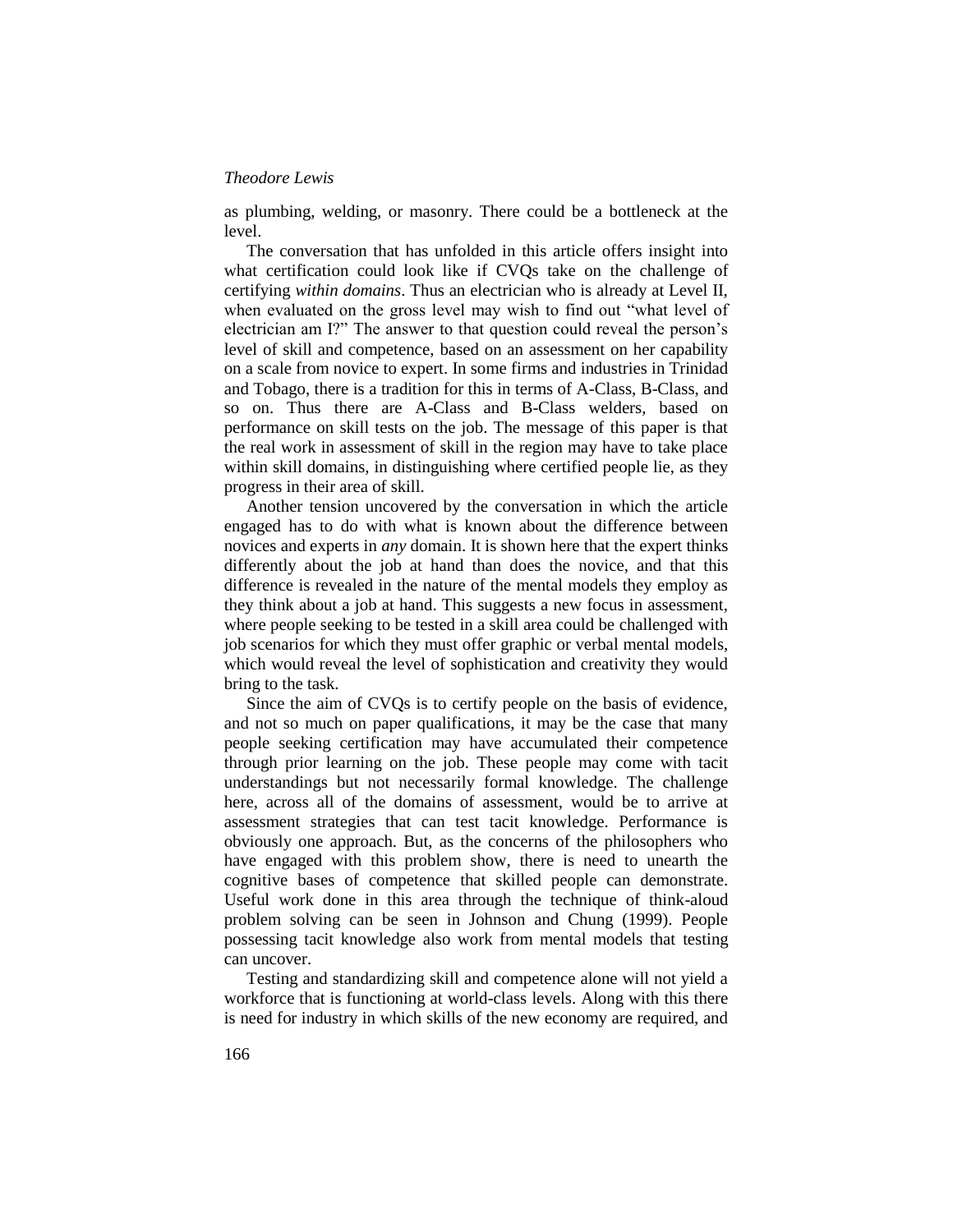as plumbing, welding, or masonry. There could be a bottleneck at the level.

The conversation that has unfolded in this article offers insight into what certification could look like if CVQs take on the challenge of certifying *within domains*. Thus an electrician who is already at Level II, when evaluated on the gross level may wish to find out "what level of electrician am I?" The answer to that question could reveal the person's level of skill and competence, based on an assessment on her capability on a scale from novice to expert. In some firms and industries in Trinidad and Tobago, there is a tradition for this in terms of A-Class, B-Class, and so on. Thus there are A-Class and B-Class welders, based on performance on skill tests on the job. The message of this paper is that the real work in assessment of skill in the region may have to take place within skill domains, in distinguishing where certified people lie, as they progress in their area of skill.

Another tension uncovered by the conversation in which the article engaged has to do with what is known about the difference between novices and experts in *any* domain. It is shown here that the expert thinks differently about the job at hand than does the novice, and that this difference is revealed in the nature of the mental models they employ as they think about a job at hand. This suggests a new focus in assessment, where people seeking to be tested in a skill area could be challenged with job scenarios for which they must offer graphic or verbal mental models, which would reveal the level of sophistication and creativity they would bring to the task.

Since the aim of CVQs is to certify people on the basis of evidence, and not so much on paper qualifications, it may be the case that many people seeking certification may have accumulated their competence through prior learning on the job. These people may come with tacit understandings but not necessarily formal knowledge. The challenge here, across all of the domains of assessment, would be to arrive at assessment strategies that can test tacit knowledge. Performance is obviously one approach. But, as the concerns of the philosophers who have engaged with this problem show, there is need to unearth the cognitive bases of competence that skilled people can demonstrate. Useful work done in this area through the technique of think-aloud problem solving can be seen in Johnson and Chung (1999). People possessing tacit knowledge also work from mental models that testing can uncover.

Testing and standardizing skill and competence alone will not yield a workforce that is functioning at world-class levels. Along with this there is need for industry in which skills of the new economy are required, and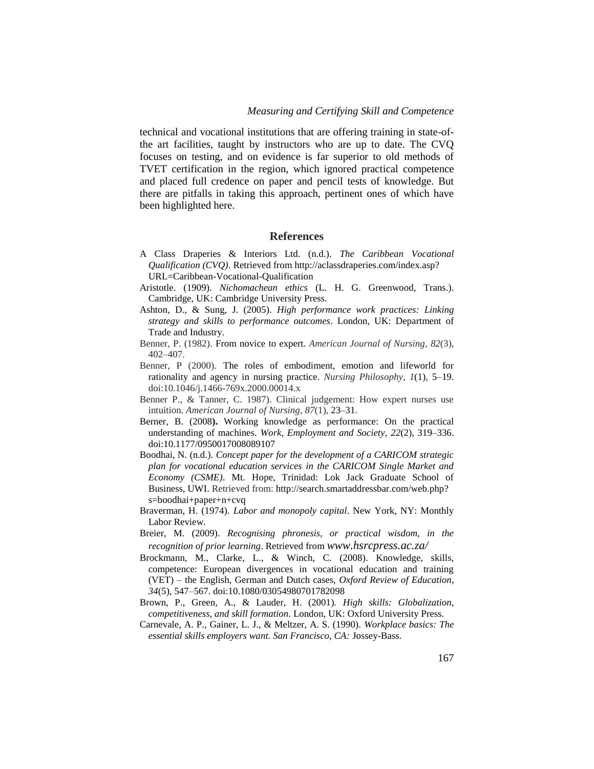technical and vocational institutions that are offering training in state-of-the art facilities, taught by instructors who are up to date. The CVQ focuses on testing, and on evidence is far superior to old methods of TVET certification in the region, which ignored practical competence and placed full credence on paper and pencil tests of knowledge. But there are pitfalls in taking this approach, pertinent ones of which have been highlighted here.

## References

A Class Draperies & Interiors Ltd. (n.d.). *The Caribbean Vocational Qualification (CVQ)*. Retrieved from http://aclassdraperies.com/index.asp?URL=Caribbean-Vocational-Qualification

Aristotle. (1909). *Nichomachean ethics* (L. H. G. Greenwood, Trans.). Cambridge, UK: Cambridge University Press.

Ashton, D., & Sung, J. (2005). *High performance work practices: Linking strategy and skills to performance outcomes*. London, UK: Department of Trade and Industry.

Benner, P. (1982). From novice to expert. *American Journal of Nursing*, *82*(3), 402–407.

Benner, P (2000). The roles of embodiment, emotion and lifeworld for rationality and agency in nursing practice. *Nursing Philosophy*, *1*(1), 5–19. doi:10.1046/j.1466-769x.2000.00014.x

Benner P., & Tanner, C. 1987). Clinical judgement: How expert nurses use intuition. *American Journal of Nursing*, *87*(1), 23–31.

Berner, B. (2008**).** Working knowledge as performance: On the practical understanding of machines. *Work, Employment and Society*, *22*(2), 319–336. doi:10.1177/0950017008089107

Boodhai, N. (n.d.). *Concept paper for the development of a CARICOM strategic plan for vocational education services in the CARICOM Single Market and Economy (CSME)*. Mt. Hope, Trinidad: Lok Jack Graduate School of Business, UWI. Retrieved from: http://search.smartaddressbar.com/web.php?s=boodhai+paper+n+cvq

Braverman, H. (1974). *Labor and monopoly capital*. New York, NY: Monthly Labor Review.

Breier, M. (2009). *Recognising phronesis, or practical wisdom, in the recognition of prior learning*. Retrieved from *www.hsrcpress.ac.za/*

Brockmann, M., Clarke, L., & Winch, C. (2008). Knowledge, skills, competence: European divergences in vocational education and training (VET) – the English, German and Dutch cases, *Oxford Review of Education*, *34*(5), 547–567. doi:10.1080/03054980701782098

Brown, P., Green, A., & Lauder, H. (2001). *High skills: Globalization, competitiveness, and skill formation*. London, UK: Oxford University Press.

Carnevale, A. P., Gainer, L. J., & Meltzer, A. S. (1990). *Workplace basics: The essential skills employers want. San Francisco, CA:* Jossey-Bass.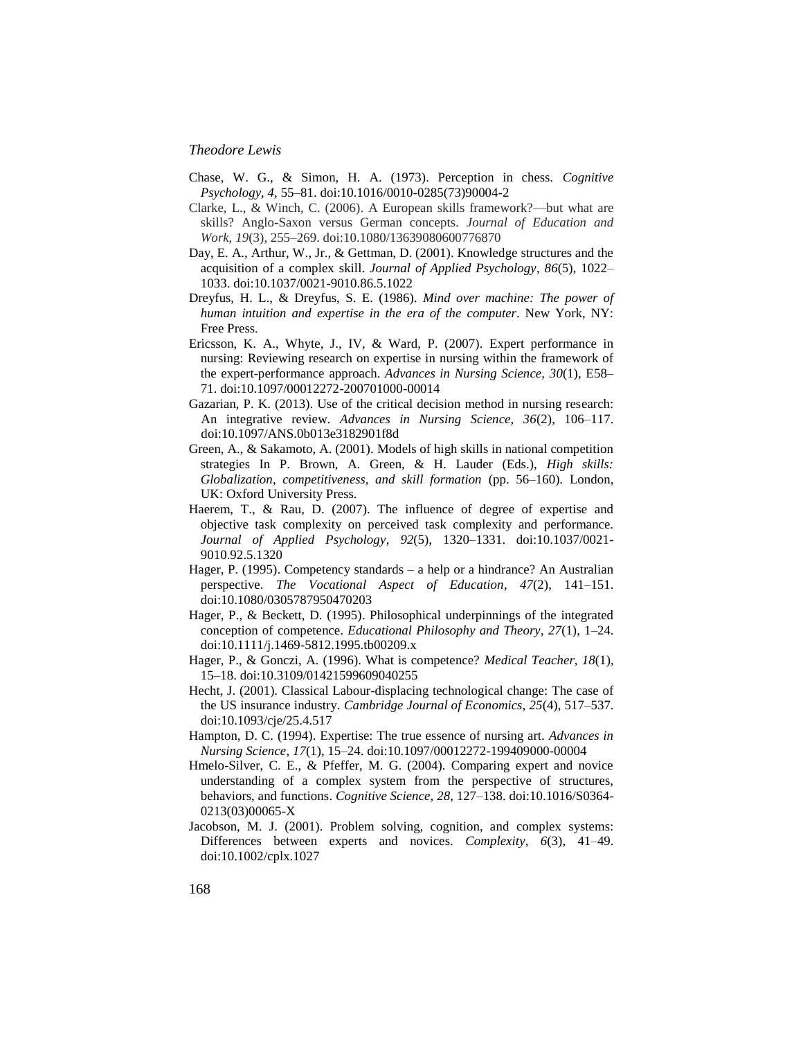Chase, W. G., & Simon, H. A. (1973). Perception in chess. *Cognitive Psychology, 4*, 55–81. doi:10.1016/0010-0285(73)90004-2

Clarke, L., & Winch, C. (2006). A European skills framework?—but what are skills? Anglo-Saxon versus German concepts. *Journal of Education and Work, 19*(3), 255–269. doi:10.1080/13639080600776870

Day, E. A., Arthur, W., Jr., & Gettman, D. (2001). Knowledge structures and the acquisition of a complex skill. *Journal of Applied Psychology, 86*(5), 1022–1033. doi:10.1037/0021-9010.86.5.1022

Dreyfus, H. L., & Dreyfus, S. E. (1986). *Mind over machine: The power of human intuition and expertise in the era of the computer*. New York, NY: Free Press.

Ericsson, K. A., Whyte, J., IV, & Ward, P. (2007). Expert performance in nursing: Reviewing research on expertise in nursing within the framework of the expert-performance approach. *Advances in Nursing Science, 30*(1), E58–71. doi:10.1097/00012272-200701000-00014

Gazarian, P. K. (2013). Use of the critical decision method in nursing research: An integrative review. *Advances in Nursing Science, 36*(2), 106–117. doi:10.1097/ANS.0b013e3182901f8d

Green, A., & Sakamoto, A. (2001). Models of high skills in national competition strategies In P. Brown, A. Green, & H. Lauder (Eds.), *High skills: Globalization, competitiveness, and skill formation* (pp. 56–160). London, UK: Oxford University Press.

Haerem, T., & Rau, D. (2007). The influence of degree of expertise and objective task complexity on perceived task complexity and performance. *Journal of Applied Psychology, 92*(5), 1320–1331. doi:10.1037/0021-9010.92.5.1320

Hager, P. (1995). Competency standards – a help or a hindrance? An Australian perspective. *The Vocational Aspect of Education, 47*(2), 141–151. doi:10.1080/0305787950470203

Hager, P., & Beckett, D. (1995). Philosophical underpinnings of the integrated conception of competence. *Educational Philosophy and Theory, 27*(1), 1–24. doi:10.1111/j.1469-5812.1995.tb00209.x

Hager, P., & Gonczi, A. (1996). What is competence? *Medical Teacher, 18*(1), 15–18. doi:10.3109/01421599609040255

Hecht, J. (2001). Classical Labour-displacing technological change: The case of the US insurance industry. *Cambridge Journal of Economics, 25*(4), 517–537. doi:10.1093/cje/25.4.517

Hampton, D. C. (1994). Expertise: The true essence of nursing art. *Advances in Nursing Science, 17*(1), 15–24. doi:10.1097/00012272-199409000-00004

Hmelo-Silver, C. E., & Pfeffer, M. G. (2004). Comparing expert and novice understanding of a complex system from the perspective of structures, behaviors, and functions. *Cognitive Science, 28*, 127–138. doi:10.1016/S0364-0213(03)00065-X

Jacobson, M. J. (2001). Problem solving, cognition, and complex systems: Differences between experts and novices. *Complexity, 6*(3), 41–49. doi:10.1002/cplx.1027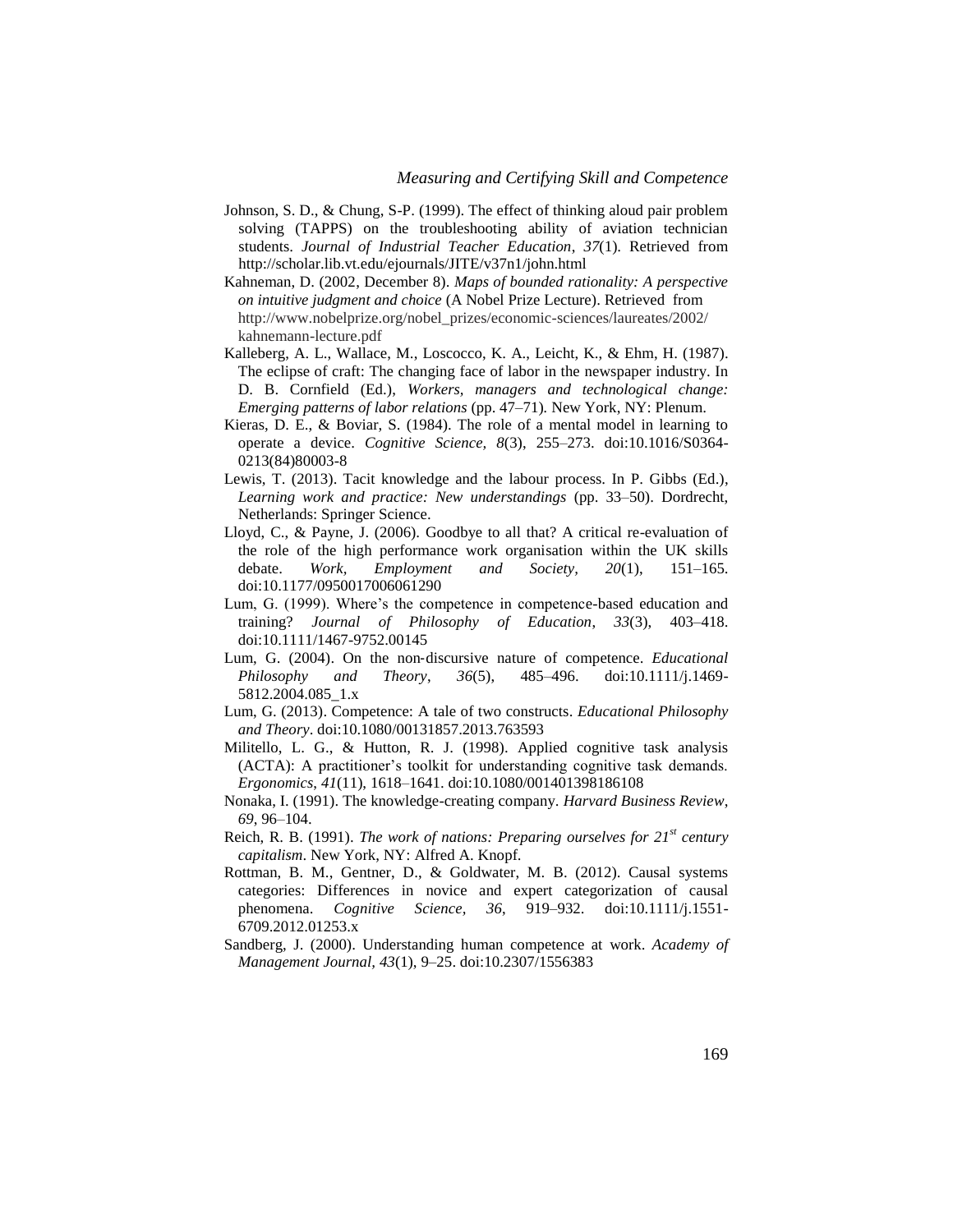Johnson, S. D., & Chung, S-P. (1999). The effect of thinking aloud pair problem solving (TAPPS) on the troubleshooting ability of aviation technician students. *Journal of Industrial Teacher Education*, *37*(1). Retrieved from http://scholar.lib.vt.edu/ejournals/JITE/v37n1/john.html

Kahneman, D. (2002, December 8). *Maps of bounded rationality: A perspective on intuitive judgment and choice* (A Nobel Prize Lecture). Retrieved from http://www.nobelprize.org/nobel_prizes/economic-sciences/laureates/2002/kahnemann-lecture.pdf

Kalleberg, A. L., Wallace, M., Loscocco, K. A., Leicht, K., & Ehm, H. (1987). The eclipse of craft: The changing face of labor in the newspaper industry. In D. B. Cornfield (Ed.), *Workers, managers and technological change: Emerging patterns of labor relations* (pp. 47–71). New York, NY: Plenum.

Kieras, D. E., & Boviar, S. (1984). The role of a mental model in learning to operate a device. *Cognitive Science, 8*(3), 255–273. doi:10.1016/S0364-0213(84)80003-8

Lewis, T. (2013). Tacit knowledge and the labour process. In P. Gibbs (Ed.), *Learning work and practice: New understandings* (pp. 33–50). Dordrecht, Netherlands: Springer Science.

Lloyd, C., & Payne, J. (2006). Goodbye to all that? A critical re-evaluation of the role of the high performance work organisation within the UK skills debate. *Work, Employment and Society, 20*(1), 151–165. doi:10.1177/0950017006061290

Lum, G. (1999). Where's the competence in competence-based education and training? *Journal of Philosophy of Education*, *33*(3), 403–418. doi:10.1111/1467-9752.00145

Lum, G. (2004). On the non-discursive nature of competence. *Educational Philosophy and Theory*, *36*(5), 485–496. doi:10.1111/j.1469-5812.2004.085_1.x

Lum, G. (2013). Competence: A tale of two constructs. *Educational Philosophy and Theory*. doi:10.1080/00131857.2013.763593

Militello, L. G., & Hutton, R. J. (1998). Applied cognitive task analysis (ACTA): A practitioner's toolkit for understanding cognitive task demands. *Ergonomics*, *41*(11), 1618–1641. doi:10.1080/001401398186108

Nonaka, I. (1991). The knowledge-creating company. *Harvard Business Review*, *69*, 96–104.

Reich, R. B. (1991). *The work of nations: Preparing ourselves for 21st century capitalism*. New York, NY: Alfred A. Knopf.

Rottman, B. M., Gentner, D., & Goldwater, M. B. (2012). Causal systems categories: Differences in novice and expert categorization of causal phenomena. *Cognitive Science, 36*, 919–932. doi:10.1111/j.1551-6709.2012.01253.x

Sandberg, J. (2000). Understanding human competence at work. *Academy of Management Journal, 43*(1), 9–25. doi:10.2307/1556383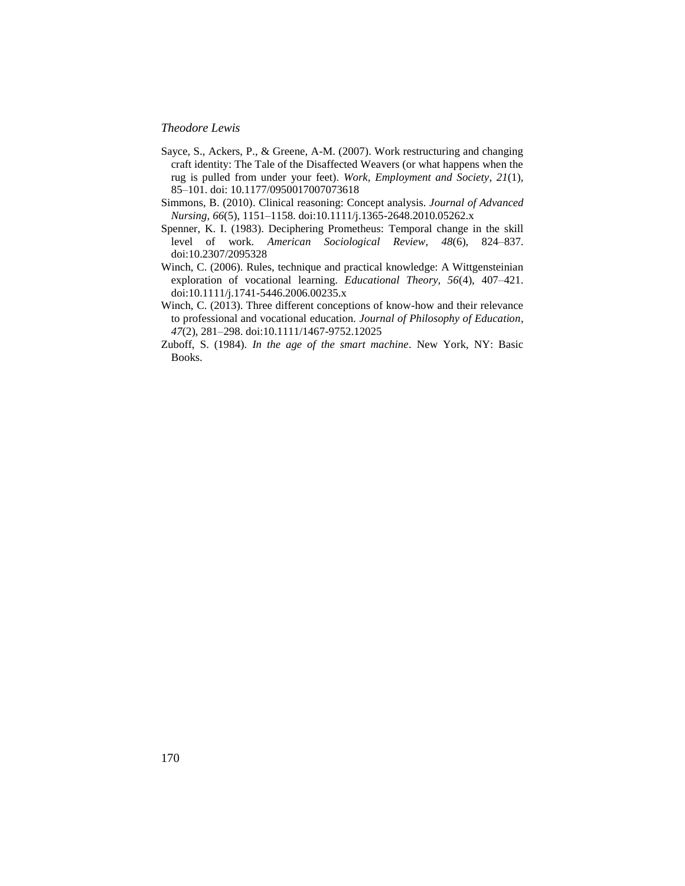Sayce, S., Ackers, P., & Greene, A-M. (2007). Work restructuring and changing craft identity: The Tale of the Disaffected Weavers (or what happens when the rug is pulled from under your feet). *Work, Employment and Society*, *21*(1), 85–101. doi: 10.1177/0950017007073618

Simmons, B. (2010). Clinical reasoning: Concept analysis. *Journal of Advanced Nursing, 66*(5), 1151–1158. doi:10.1111/j.1365-2648.2010.05262.x

Spenner, K. I. (1983). Deciphering Prometheus: Temporal change in the skill level of work. *American Sociological Review*, *48*(6), 824–837. doi:10.2307/2095328

Winch, C. (2006). Rules, technique and practical knowledge: A Wittgensteinian exploration of vocational learning. *Educational Theory, 56*(4), 407–421. doi:10.1111/j.1741-5446.2006.00235.x

Winch, C. (2013). Three different conceptions of know-how and their relevance to professional and vocational education. *Journal of Philosophy of Education*, *47*(2), 281–298. doi:10.1111/1467-9752.12025

Zuboff, S. (1984). *In the age of the smart machine*. New York, NY: Basic Books.